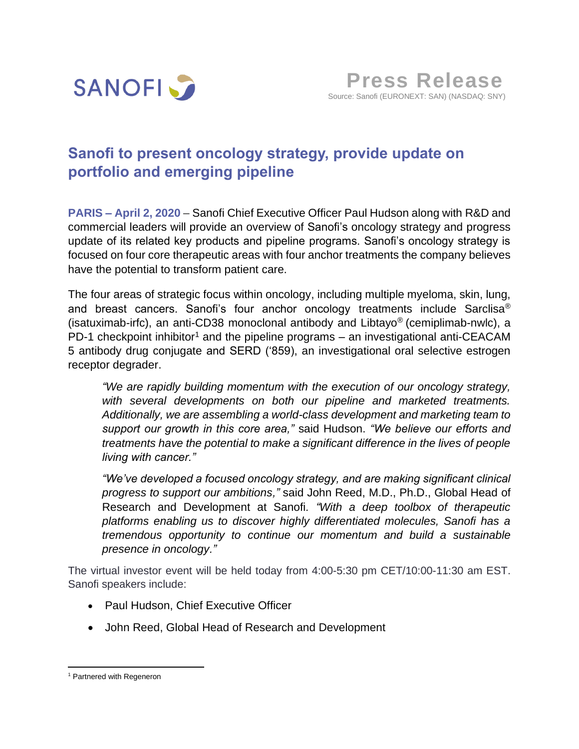SANOFI

**Press Release**
Source: Sanofi (EURONEXT: SAN) (NASDAQ: SNY)

# Sanofi to present oncology strategy, provide update on portfolio and emerging pipeline

**PARIS – April 2, 2020** – Sanofi Chief Executive Officer Paul Hudson along with R&D and commercial leaders will provide an overview of Sanofi's oncology strategy and progress update of its related key products and pipeline programs. Sanofi's oncology strategy is focused on four core therapeutic areas with four anchor treatments the company believes have the potential to transform patient care.

The four areas of strategic focus within oncology, including multiple myeloma, skin, lung, and breast cancers. Sanofi's four anchor oncology treatments include Sarclisa® (isatuximab-irfc), an anti-CD38 monoclonal antibody and Libtayo® (cemiplimab-nwlc), a PD-1 checkpoint inhibitor[1] and the pipeline programs – an investigational anti-CEACAM 5 antibody drug conjugate and SERD ('859), an investigational oral selective estrogen receptor degrader.

> *"We are rapidly building momentum with the execution of our oncology strategy, with several developments on both our pipeline and marketed treatments. Additionally, we are assembling a world-class development and marketing team to support our growth in this core area,"* said Hudson. *"We believe our efforts and treatments have the potential to make a significant difference in the lives of people living with cancer."*
>
> *"We've developed a focused oncology strategy, and are making significant clinical progress to support our ambitions,"* said John Reed, M.D., Ph.D., Global Head of Research and Development at Sanofi. *"With a deep toolbox of therapeutic platforms enabling us to discover highly differentiated molecules, Sanofi has a tremendous opportunity to continue our momentum and build a sustainable presence in oncology."*

The virtual investor event will be held today from 4:00-5:30 pm CET/10:00-11:30 am EST. Sanofi speakers include:

- Paul Hudson, Chief Executive Officer
- John Reed, Global Head of Research and Development

[1] Partnered with Regeneron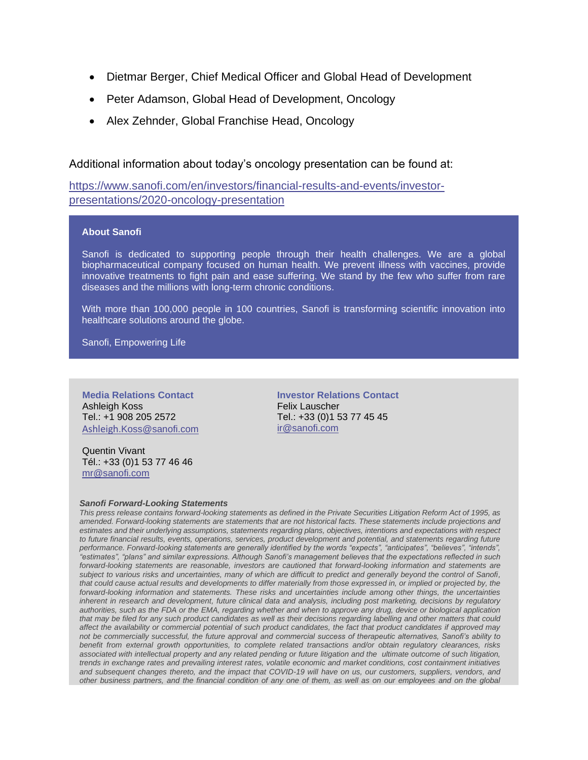- Dietmar Berger, Chief Medical Officer and Global Head of Development
- Peter Adamson, Global Head of Development, Oncology
- Alex Zehnder, Global Franchise Head, Oncology

Additional information about today's oncology presentation can be found at:

[https://www.sanofi.com/en/investors/financial-results-and-events/investor-presentations/2020-oncology-presentation](https://www.sanofi.com/en/investors/financial-results-and-events/investor-presentations/2020-oncology-presentation)

**About Sanofi**

Sanofi is dedicated to supporting people through their health challenges. We are a global biopharmaceutical company focused on human health. We prevent illness with vaccines, provide innovative treatments to fight pain and ease suffering. We stand by the few who suffer from rare diseases and the millions with long-term chronic conditions.

With more than 100,000 people in 100 countries, Sanofi is transforming scientific innovation into healthcare solutions around the globe.

Sanofi, Empowering Life

**Media Relations Contact**
Ashleigh Koss
Tel.: +1 908 205 2572
[Ashleigh.Koss@sanofi.com](mailto:Ashleigh.Koss@sanofi.com)

Quentin Vivant
Tél.: +33 (0)1 53 77 46 46
[mr@sanofi.com](mailto:mr@sanofi.com)

**Investor Relations Contact**
Felix Lauscher
Tel.: +33 (0)1 53 77 45 45
[ir@sanofi.com](mailto:ir@sanofi.com)

***Sanofi Forward-Looking Statements***

*This press release contains forward-looking statements as defined in the Private Securities Litigation Reform Act of 1995, as amended. Forward-looking statements are statements that are not historical facts. These statements include projections and estimates and their underlying assumptions, statements regarding plans, objectives, intentions and expectations with respect to future financial results, events, operations, services, product development and potential, and statements regarding future performance. Forward-looking statements are generally identified by the words "expects", "anticipates", "believes", "intends", "estimates", "plans" and similar expressions. Although Sanofi's management believes that the expectations reflected in such forward-looking statements are reasonable, investors are cautioned that forward-looking information and statements are subject to various risks and uncertainties, many of which are difficult to predict and generally beyond the control of Sanofi, that could cause actual results and developments to differ materially from those expressed in, or implied or projected by, the forward-looking information and statements. These risks and uncertainties include among other things, the uncertainties inherent in research and development, future clinical data and analysis, including post marketing, decisions by regulatory authorities, such as the FDA or the EMA, regarding whether and when to approve any drug, device or biological application that may be filed for any such product candidates as well as their decisions regarding labelling and other matters that could affect the availability or commercial potential of such product candidates, the fact that product candidates if approved may not be commercially successful, the future approval and commercial success of therapeutic alternatives, Sanofi's ability to benefit from external growth opportunities, to complete related transactions and/or obtain regulatory clearances, risks associated with intellectual property and any related pending or future litigation and the ultimate outcome of such litigation, trends in exchange rates and prevailing interest rates, volatile economic and market conditions, cost containment initiatives and subsequent changes thereto, and the impact that COVID-19 will have on us, our customers, suppliers, vendors, and other business partners, and the financial condition of any one of them, as well as on our employees and on the global*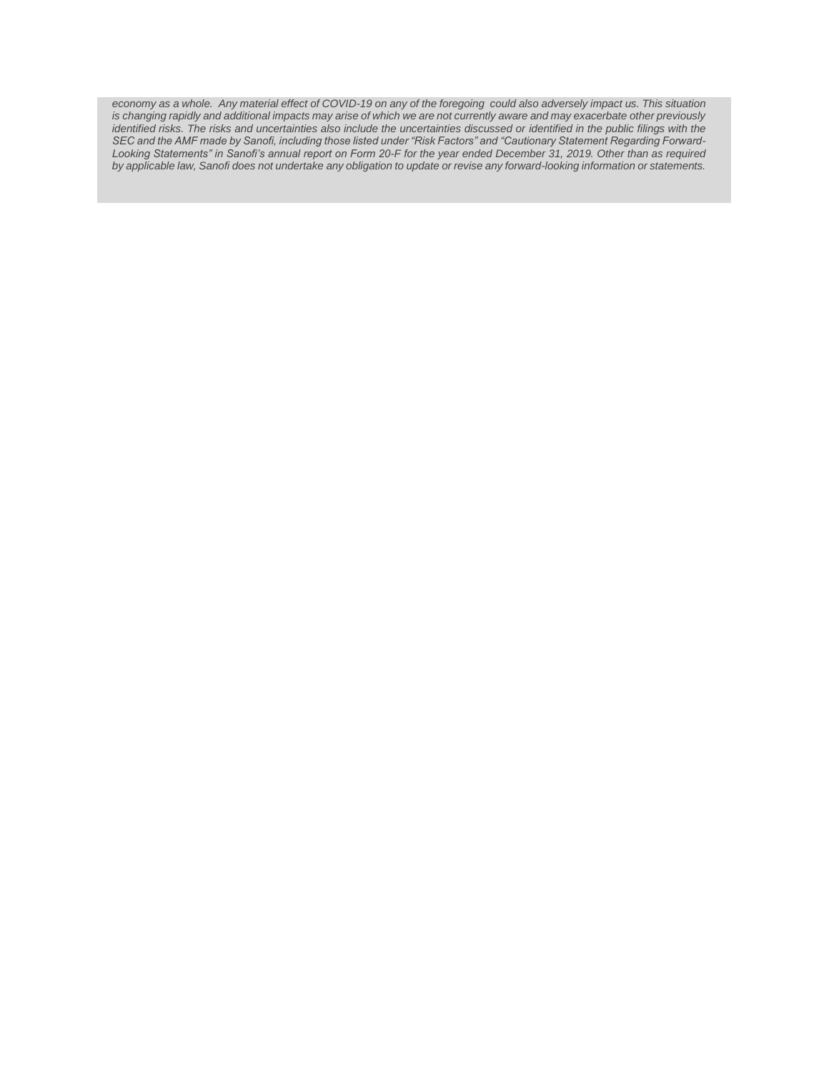*economy as a whole. Any material effect of COVID-19 on any of the foregoing could also adversely impact us. This situation is changing rapidly and additional impacts may arise of which we are not currently aware and may exacerbate other previously identified risks. The risks and uncertainties also include the uncertainties discussed or identified in the public filings with the SEC and the AMF made by Sanofi, including those listed under "Risk Factors" and "Cautionary Statement Regarding Forward-Looking Statements" in Sanofi's annual report on Form 20-F for the year ended December 31, 2019. Other than as required by applicable law, Sanofi does not undertake any obligation to update or revise any forward-looking information or statements.*